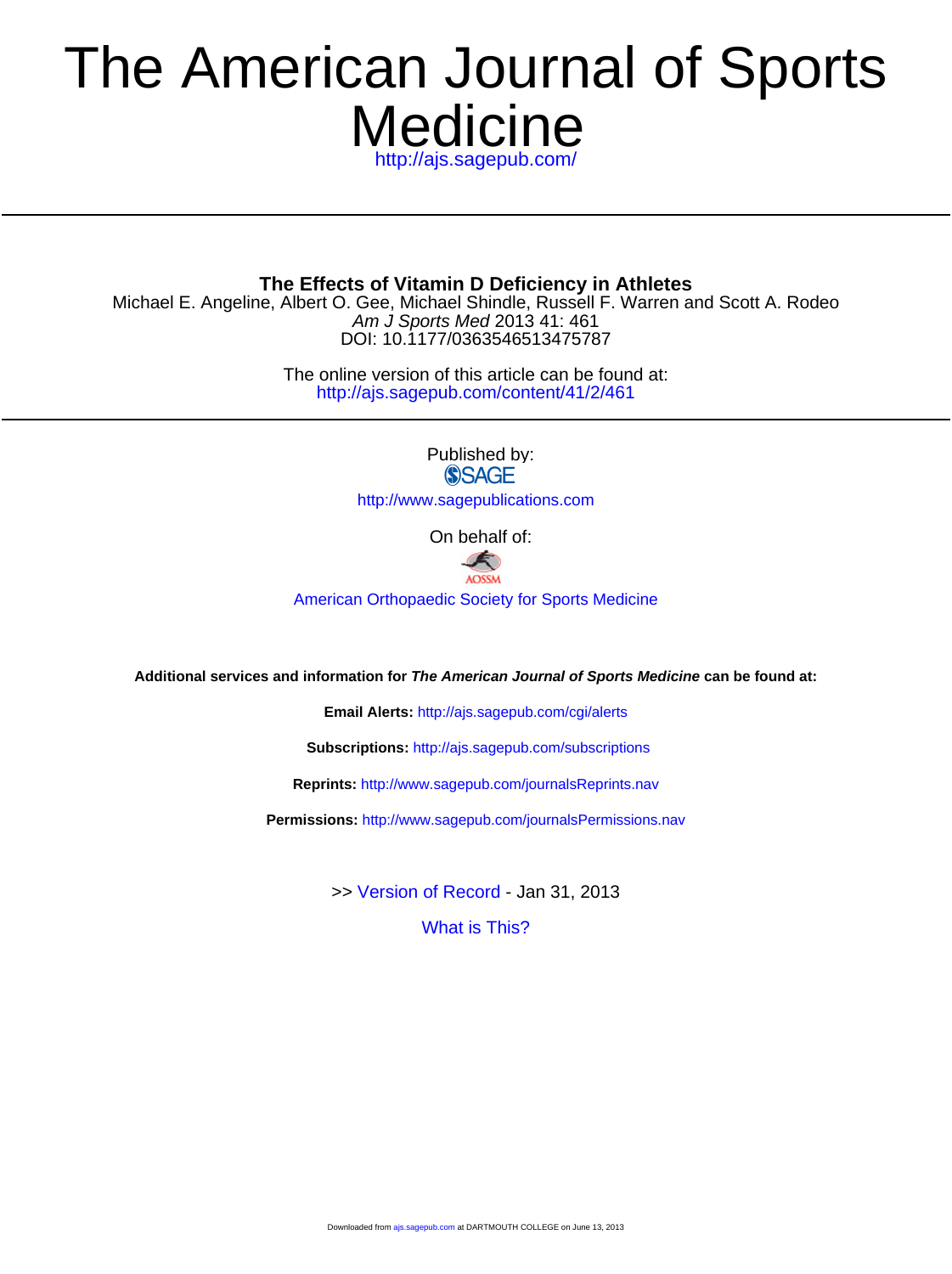# The American Journal of Sports Medicine

http://ajs.sagepub.com/

**The Effects of Vitamin D Deficiency in Athletes**

Michael E. Angeline, Albert O. Gee, Michael Shindle, Russell F. Warren and Scott A. Rodeo

*Am J Sports Med* 2013 41: 461

DOI: 10.1177/0363546513475787

The online version of this article can be found at:

http://ajs.sagepub.com/content/41/2/461

Published by:

SAGE

http://www.sagepublications.com

On behalf of:

AOSSM

American Orthopaedic Society for Sports Medicine

**Additional services and information for *The American Journal of Sports Medicine* can be found at:**

**Email Alerts:** http://ajs.sagepub.com/cgi/alerts

**Subscriptions:** http://ajs.sagepub.com/subscriptions

**Reprints:** http://www.sagepub.com/journalsReprints.nav

**Permissions:** http://www.sagepub.com/journalsPermissions.nav

>> Version of Record - Jan 31, 2013

What is This?

Downloaded from ajs.sagepub.com at DARTMOUTH COLLEGE on June 13, 2013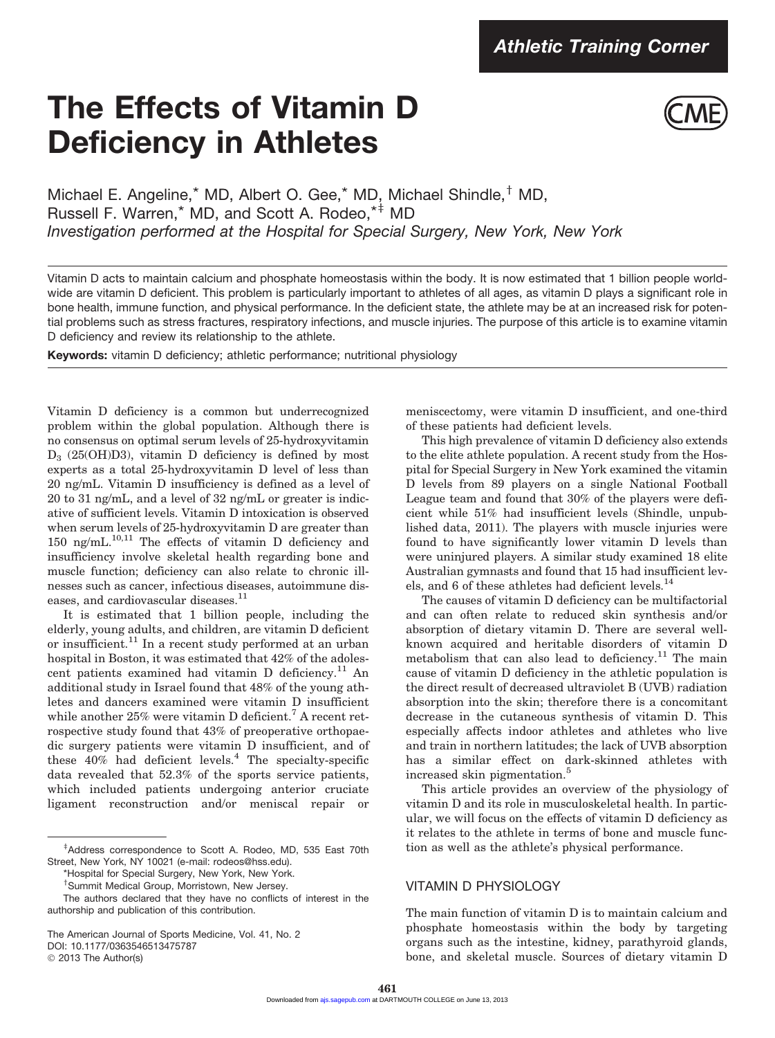Athletic Training Corner

# The Effects of Vitamin D Deficiency in Athletes

Michael E. Angeline,* MD, Albert O. Gee,* MD, Michael Shindle,† MD, Russell F. Warren,* MD, and Scott A. Rodeo,*‡ MD

*Investigation performed at the Hospital for Special Surgery, New York, New York*

Vitamin D acts to maintain calcium and phosphate homeostasis within the body. It is now estimated that 1 billion people worldwide are vitamin D deficient. This problem is particularly important to athletes of all ages, as vitamin D plays a significant role in bone health, immune function, and physical performance. In the deficient state, the athlete may be at an increased risk for potential problems such as stress fractures, respiratory infections, and muscle injuries. The purpose of this article is to examine vitamin D deficiency and review its relationship to the athlete.

**Keywords:** vitamin D deficiency; athletic performance; nutritional physiology

Vitamin D deficiency is a common but underrecognized problem within the global population. Although there is no consensus on optimal serum levels of 25-hydroxyvitamin $D_3$ (25(OH)D3), vitamin D deficiency is defined by most experts as a total 25-hydroxyvitamin D level of less than 20 ng/mL. Vitamin D insufficiency is defined as a level of 20 to 31 ng/mL, and a level of 32 ng/mL or greater is indicative of sufficient levels. Vitamin D intoxication is observed when serum levels of 25-hydroxyvitamin D are greater than 150 ng/mL.[10,11] The effects of vitamin D deficiency and insufficiency involve skeletal health regarding bone and muscle function; deficiency can also relate to chronic illnesses such as cancer, infectious diseases, autoimmune diseases, and cardiovascular diseases.[11]

It is estimated that 1 billion people, including the elderly, young adults, and children, are vitamin D deficient or insufficient.[11] In a recent study performed at an urban hospital in Boston, it was estimated that 42% of the adolescent patients examined had vitamin D deficiency.[11] An additional study in Israel found that 48% of the young athletes and dancers examined were vitamin D insufficient while another 25% were vitamin D deficient.[7] A recent retrospective study found that 43% of preoperative orthopaedic surgery patients were vitamin D insufficient, and of these 40% had deficient levels.[4] The specialty-specific data revealed that 52.3% of the sports service patients, which included patients undergoing anterior cruciate ligament reconstruction and/or meniscal repair or meniscectomy, were vitamin D insufficient, and one-third of these patients had deficient levels.

This high prevalence of vitamin D deficiency also extends to the elite athlete population. A recent study from the Hospital for Special Surgery in New York examined the vitamin D levels from 89 players on a single National Football League team and found that 30% of the players were deficient while 51% had insufficient levels (Shindle, unpublished data, 2011). The players with muscle injuries were found to have significantly lower vitamin D levels than were uninjured players. A similar study examined 18 elite Australian gymnasts and found that 15 had insufficient levels, and 6 of these athletes had deficient levels.[14]

The causes of vitamin D deficiency can be multifactorial and can often relate to reduced skin synthesis and/or absorption of dietary vitamin D. There are several well-known acquired and heritable disorders of vitamin D metabolism that can also lead to deficiency.[11] The main cause of vitamin D deficiency in the athletic population is the direct result of decreased ultraviolet B (UVB) radiation absorption into the skin; therefore there is a concomitant decrease in the cutaneous synthesis of vitamin D. This especially affects indoor athletes and athletes who live and train in northern latitudes; the lack of UVB absorption has a similar effect on dark-skinned athletes with increased skin pigmentation.[5]

This article provides an overview of the physiology of vitamin D and its role in musculoskeletal health. In particular, we will focus on the effects of vitamin D deficiency as it relates to the athlete in terms of bone and muscle function as well as the athlete's physical performance.

## VITAMIN D PHYSIOLOGY

The main function of vitamin D is to maintain calcium and phosphate homeostasis within the body by targeting organs such as the intestine, kidney, parathyroid glands, bone, and skeletal muscle. Sources of dietary vitamin D

‡Address correspondence to Scott A. Rodeo, MD, 535 East 70th Street, New York, NY 10021 (e-mail: rodeos@hss.edu).

*Hospital for Special Surgery, New York, New York.

†Summit Medical Group, Morristown, New Jersey.

The authors declared that they have no conflicts of interest in the authorship and publication of this contribution.

The American Journal of Sports Medicine, Vol. 41, No. 2
DOI: 10.1177/0363546513475787
© 2013 The Author(s)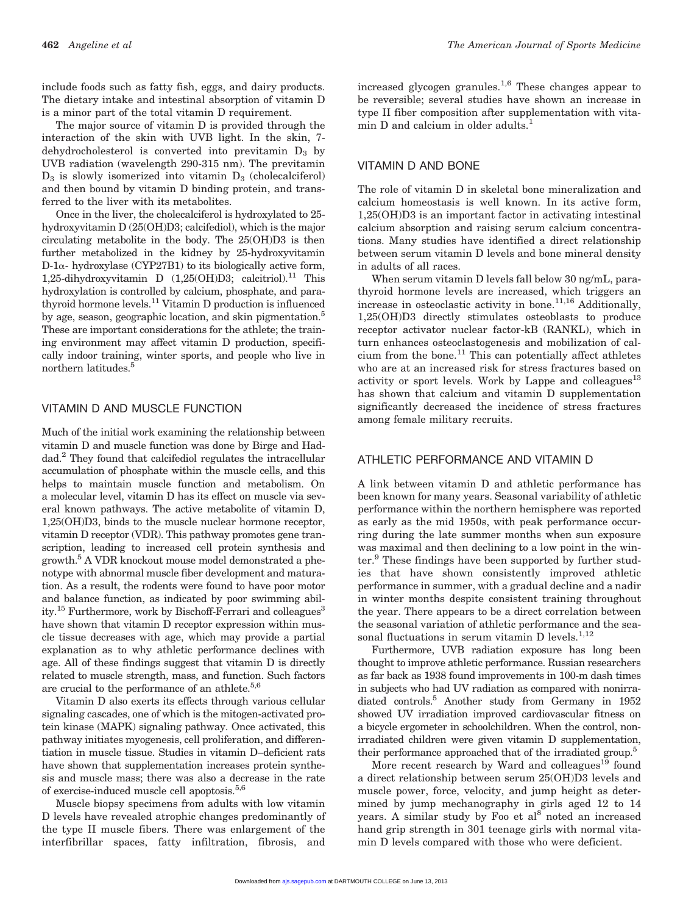include foods such as fatty fish, eggs, and dairy products. The dietary intake and intestinal absorption of vitamin D is a minor part of the total vitamin D requirement.

The major source of vitamin D is provided through the interaction of the skin with UVB light. In the skin, 7-dehydrocholesterol is converted into previtamin $D_3$ by UVB radiation (wavelength 290-315 nm). The previtamin $D_3$ is slowly isomerized into vitamin $D_3$ (cholecalciferol) and then bound by vitamin D binding protein, and transferred to the liver with its metabolites.

Once in the liver, the cholecalciferol is hydroxylated to 25-hydroxyvitamin D (25(OH)D3; calcifediol), which is the major circulating metabolite in the body. The 25(OH)D3 is then further metabolized in the kidney by 25-hydroxyvitamin D-1α- hydroxylase (CYP27B1) to its biologically active form, 1,25-dihydroxyvitamin D (1,25(OH)D3; calcitriol).[11] This hydroxylation is controlled by calcium, phosphate, and parathyroid hormone levels.[11] Vitamin D production is influenced by age, season, geographic location, and skin pigmentation.[5] These are important considerations for the athlete; the training environment may affect vitamin D production, specifically indoor training, winter sports, and people who live in northern latitudes.[5]

## VITAMIN D AND MUSCLE FUNCTION

Much of the initial work examining the relationship between vitamin D and muscle function was done by Birge and Haddad.[2] They found that calcifediol regulates the intracellular accumulation of phosphate within the muscle cells, and this helps to maintain muscle function and metabolism. On a molecular level, vitamin D has its effect on muscle via several known pathways. The active metabolite of vitamin D, 1,25(OH)D3, binds to the muscle nuclear hormone receptor, vitamin D receptor (VDR). This pathway promotes gene transcription, leading to increased cell protein synthesis and growth.[5] A VDR knockout mouse model demonstrated a phenotype with abnormal muscle fiber development and maturation. As a result, the rodents were found to have poor motor and balance function, as indicated by poor swimming ability.[15] Furthermore, work by Bischoff-Ferrari and colleagues[3] have shown that vitamin D receptor expression within muscle tissue decreases with age, which may provide a partial explanation as to why athletic performance declines with age. All of these findings suggest that vitamin D is directly related to muscle strength, mass, and function. Such factors are crucial to the performance of an athlete.[5,6]

Vitamin D also exerts its effects through various cellular signaling cascades, one of which is the mitogen-activated protein kinase (MAPK) signaling pathway. Once activated, this pathway initiates myogenesis, cell proliferation, and differentiation in muscle tissue. Studies in vitamin D–deficient rats have shown that supplementation increases protein synthesis and muscle mass; there was also a decrease in the rate of exercise-induced muscle cell apoptosis.[5,6]

Muscle biopsy specimens from adults with low vitamin D levels have revealed atrophic changes predominantly of the type II muscle fibers. There was enlargement of the interfibrillar spaces, fatty infiltration, fibrosis, and increased glycogen granules.[1,6] These changes appear to be reversible; several studies have shown an increase in type II fiber composition after supplementation with vitamin D and calcium in older adults.[1]

## VITAMIN D AND BONE

The role of vitamin D in skeletal bone mineralization and calcium homeostasis is well known. In its active form, 1,25(OH)D3 is an important factor in activating intestinal calcium absorption and raising serum calcium concentrations. Many studies have identified a direct relationship between serum vitamin D levels and bone mineral density in adults of all races.

When serum vitamin D levels fall below 30 ng/mL, parathyroid hormone levels are increased, which triggers an increase in osteoclastic activity in bone.[11,16] Additionally, 1,25(OH)D3 directly stimulates osteoblasts to produce receptor activator nuclear factor-kB (RANKL), which in turn enhances osteoclastogenesis and mobilization of calcium from the bone.[11] This can potentially affect athletes who are at an increased risk for stress fractures based on activity or sport levels. Work by Lappe and colleagues[13] has shown that calcium and vitamin D supplementation significantly decreased the incidence of stress fractures among female military recruits.

## ATHLETIC PERFORMANCE AND VITAMIN D

A link between vitamin D and athletic performance has been known for many years. Seasonal variability of athletic performance within the northern hemisphere was reported as early as the mid 1950s, with peak performance occurring during the late summer months when sun exposure was maximal and then declining to a low point in the winter.[9] These findings have been supported by further studies that have shown consistently improved athletic performance in summer, with a gradual decline and a nadir in winter months despite consistent training throughout the year. There appears to be a direct correlation between the seasonal variation of athletic performance and the seasonal fluctuations in serum vitamin D levels.[1,12]

Furthermore, UVB radiation exposure has long been thought to improve athletic performance. Russian researchers as far back as 1938 found improvements in 100-m dash times in subjects who had UV radiation as compared with nonirradiated controls.[5] Another study from Germany in 1952 showed UV irradiation improved cardiovascular fitness on a bicycle ergometer in schoolchildren. When the control, nonirradiated children were given vitamin D supplementation, their performance approached that of the irradiated group.[5]

More recent research by Ward and colleagues[19] found a direct relationship between serum 25(OH)D3 levels and muscle power, force, velocity, and jump height as determined by jump mechanography in girls aged 12 to 14 years. A similar study by Foo et al[8] noted an increased hand grip strength in 301 teenage girls with normal vitamin D levels compared with those who were deficient.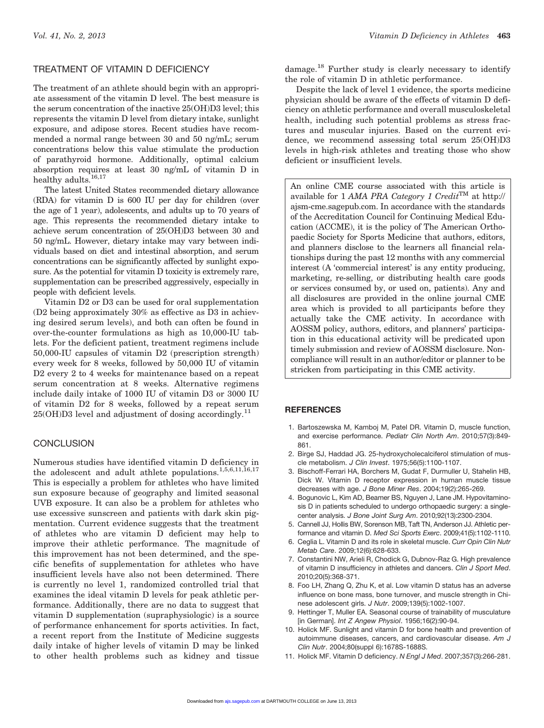## TREATMENT OF VITAMIN D DEFICIENCY

The treatment of an athlete should begin with an appropriate assessment of the vitamin D level. The best measure is the serum concentration of the inactive 25(OH)D3 level; this represents the vitamin D level from dietary intake, sunlight exposure, and adipose stores. Recent studies have recommended a normal range between 30 and 50 ng/mL; serum concentrations below this value stimulate the production of parathyroid hormone. Additionally, optimal calcium absorption requires at least 30 ng/mL of vitamin D in healthy adults.[16,17]

The latest United States recommended dietary allowance (RDA) for vitamin D is 600 IU per day for children (over the age of 1 year), adolescents, and adults up to 70 years of age. This represents the recommended dietary intake to achieve serum concentration of 25(OH)D3 between 30 and 50 ng/mL. However, dietary intake may vary between individuals based on diet and intestinal absorption, and serum concentrations can be significantly affected by sunlight exposure. As the potential for vitamin D toxicity is extremely rare, supplementation can be prescribed aggressively, especially in people with deficient levels.

Vitamin D2 or D3 can be used for oral supplementation (D2 being approximately 30% as effective as D3 in achieving desired serum levels), and both can often be found in over-the-counter formulations as high as 10,000-IU tablets. For the deficient patient, treatment regimens include 50,000-IU capsules of vitamin D2 (prescription strength) every week for 8 weeks, followed by 50,000 IU of vitamin D2 every 2 to 4 weeks for maintenance based on a repeat serum concentration at 8 weeks. Alternative regimens include daily intake of 1000 IU of vitamin D3 or 3000 IU of vitamin D2 for 8 weeks, followed by a repeat serum 25(OH)D3 level and adjustment of dosing accordingly.[11]

## CONCLUSION

Numerous studies have identified vitamin D deficiency in the adolescent and adult athlete populations.[1,5,6,11,16,17] This is especially a problem for athletes who have limited sun exposure because of geography and limited seasonal UVB exposure. It can also be a problem for athletes who use excessive sunscreen and patients with dark skin pigmentation. Current evidence suggests that the treatment of athletes who are vitamin D deficient may help to improve their athletic performance. The magnitude of this improvement has not been determined, and the specific benefits of supplementation for athletes who have insufficient levels have also not been determined. There is currently no level 1, randomized controlled trial that examines the ideal vitamin D levels for peak athletic performance. Additionally, there are no data to suggest that vitamin D supplementation (supraphysiologic) is a source of performance enhancement for sports activities. In fact, a recent report from the Institute of Medicine suggests daily intake of higher levels of vitamin D may be linked to other health problems such as kidney and tissue damage.[18] Further study is clearly necessary to identify the role of vitamin D in athletic performance.

Despite the lack of level 1 evidence, the sports medicine physician should be aware of the effects of vitamin D deficiency on athletic performance and overall musculoskeletal health, including such potential problems as stress fractures and muscular injuries. Based on the current evidence, we recommend assessing total serum 25(OH)D3 levels in high-risk athletes and treating those who show deficient or insufficient levels.

An online CME course associated with this article is available for 1 *AMA PRA Category 1 Credit*™ at http://ajsm-cme.sagepub.com. In accordance with the standards of the Accreditation Council for Continuing Medical Education (ACCME), it is the policy of The American Orthopaedic Society for Sports Medicine that authors, editors, and planners disclose to the learners all financial relationships during the past 12 months with any commercial interest (A 'commercial interest' is any entity producing, marketing, re-selling, or distributing health care goods or services consumed by, or used on, patients). Any and all disclosures are provided in the online journal CME area which is provided to all participants before they actually take the CME activity. In accordance with AOSSM policy, authors, editors, and planners' participation in this educational activity will be predicated upon timely submission and review of AOSSM disclosure. Noncompliance will result in an author/editor or planner to be stricken from participating in this CME activity.

## REFERENCES

1. Bartoszewska M, Kamboj M, Patel DR. Vitamin D, muscle function, and exercise performance. *Pediatr Clin North Am*. 2010;57(3):849-861.
2. Birge SJ, Haddad JG. 25-hydroxycholecalciferol stimulation of muscle metabolism. *J Clin Invest*. 1975;56(5):1100-1107.
3. Bischoff-Ferrari HA, Borchers M, Gudat F, Durmuller U, Stahelin HB, Dick W. Vitamin D receptor expression in human muscle tissue decreases with age. *J Bone Miner Res*. 2004;19(2):265-269.
4. Bogunovic L, Kim AD, Beamer BS, Nguyen J, Lane JM. Hypovitaminosis D in patients scheduled to undergo orthopaedic surgery: a single-center analysis. *J Bone Joint Surg Am*. 2010;92(13):2300-2304.
5. Cannell JJ, Hollis BW, Sorenson MB, Taft TN, Anderson JJ. Athletic performance and vitamin D. *Med Sci Sports Exerc*. 2009;41(5):1102-1110.
6. Ceglia L. Vitamin D and its role in skeletal muscle. *Curr Opin Clin Nutr Metab Care*. 2009;12(6):628-633.
7. Constantini NW, Arieli R, Chodick G, Dubnov-Raz G. High prevalence of vitamin D insufficiency in athletes and dancers. *Clin J Sport Med*. 2010;20(5):368-371.
8. Foo LH, Zhang Q, Zhu K, et al. Low vitamin D status has an adverse influence on bone mass, bone turnover, and muscle strength in Chinese adolescent girls. *J Nutr*. 2009;139(5):1002-1007.
9. Hettinger T, Muller EA. Seasonal course of trainability of musculature [in German]. *Int Z Angew Physiol*. 1956;16(2):90-94.
10. Holick MF. Sunlight and vitamin D for bone health and prevention of autoimmune diseases, cancers, and cardiovascular disease. *Am J Clin Nutr*. 2004;80(suppl 6):1678S-1688S.
11. Holick MF. Vitamin D deficiency. *N Engl J Med*. 2007;357(3):266-281.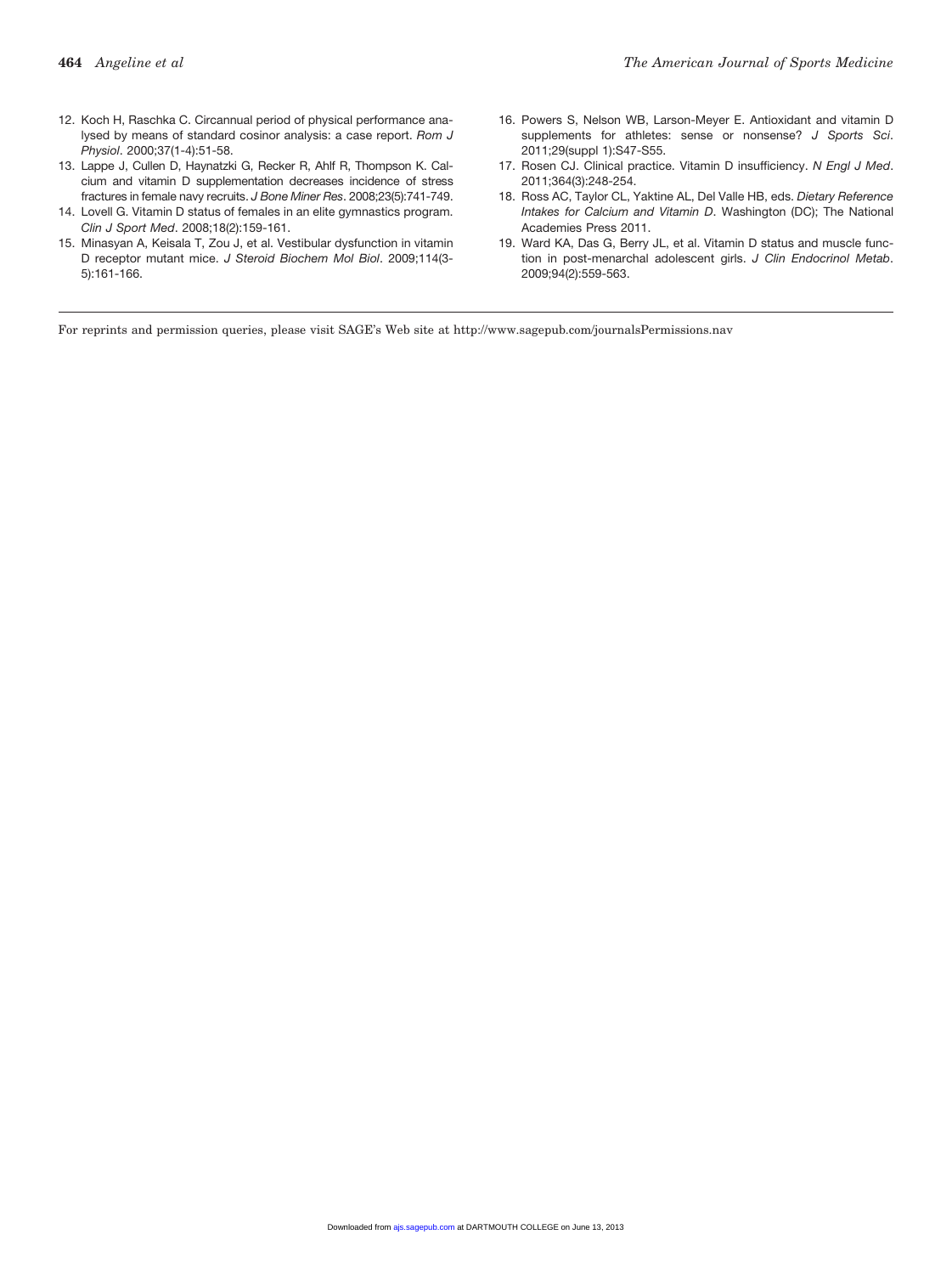12. Koch H, Raschka C. Circannual period of physical performance analysed by means of standard cosinor analysis: a case report. *Rom J Physiol*. 2000;37(1-4):51-58.
13. Lappe J, Cullen D, Haynatzki G, Recker R, Ahlf R, Thompson K. Calcium and vitamin D supplementation decreases incidence of stress fractures in female navy recruits. *J Bone Miner Res*. 2008;23(5):741-749.
14. Lovell G. Vitamin D status of females in an elite gymnastics program. *Clin J Sport Med*. 2008;18(2):159-161.
15. Minasyan A, Keisala T, Zou J, et al. Vestibular dysfunction in vitamin D receptor mutant mice. *J Steroid Biochem Mol Biol*. 2009;114(3-5):161-166.
16. Powers S, Nelson WB, Larson-Meyer E. Antioxidant and vitamin D supplements for athletes: sense or nonsense? *J Sports Sci*. 2011;29(suppl 1):S47-S55.
17. Rosen CJ. Clinical practice. Vitamin D insufficiency. *N Engl J Med*. 2011;364(3):248-254.
18. Ross AC, Taylor CL, Yaktine AL, Del Valle HB, eds. *Dietary Reference Intakes for Calcium and Vitamin D*. Washington (DC); The National Academies Press 2011.
19. Ward KA, Das G, Berry JL, et al. Vitamin D status and muscle function in post-menarchal adolescent girls. *J Clin Endocrinol Metab*. 2009;94(2):559-563.

For reprints and permission queries, please visit SAGE's Web site at http://www.sagepub.com/journalsPermissions.nav